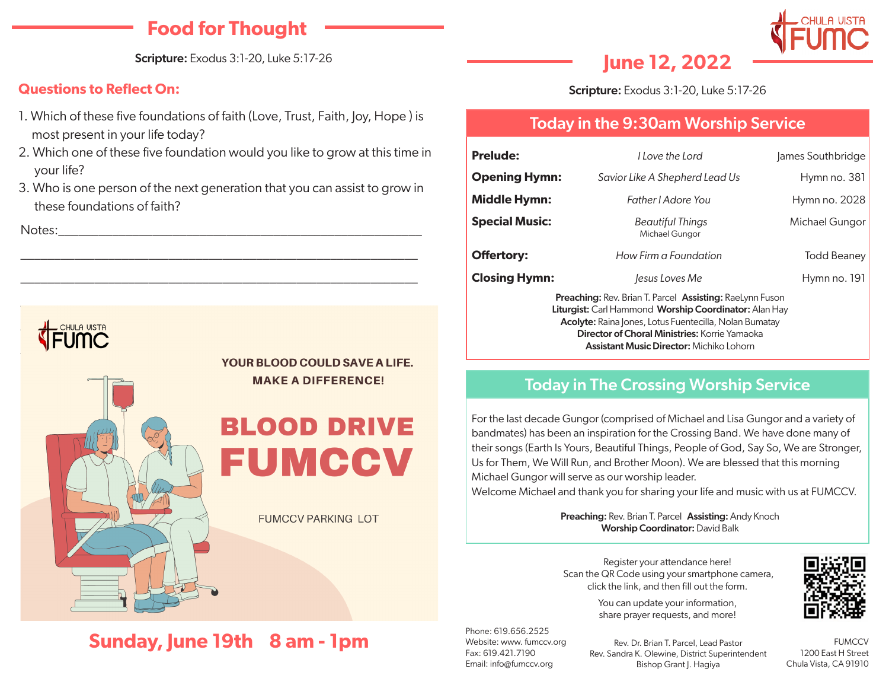## Food for Thought

**Scripture:** Exodus 3:1-20, Luke 5:17-26

### Questions to Reflect On:

1. Which of these five foundations of faith (Love, Trust, Faith, Joy, Hope ) is most present in your life today?
2. Which one of these five foundation would you like to grow at this time in your life?
3. Who is one person of the next generation that you can assist to grow in these foundations of faith?

Notes:____________________________________________________

__________________________________________________________

__________________________________________________________

CHULA VISTA FUMC

**YOUR BLOOD COULD SAVE A LIFE.**
**MAKE A DIFFERENCE!**

# BLOOD DRIVE FUMCCV

FUMCCV PARKING LOT

**Sunday, June 19th 8 am - 1pm**

CHULA VISTA FUMC

## June 12, 2022

**Scripture:** Exodus 3:1-20, Luke 5:17-26

### Today in the 9:30am Worship Service

| | | |
|---|---|---|
| **Prelude:** | *I Love the Lord* | James Southbridge |
| **Opening Hymn:** | *Savior Like A Shepherd Lead Us* | Hymn no. 381 |
| **Middle Hymn:** | *Father I Adore You* | Hymn no. 2028 |
| **Special Music:** | *Beautiful Things* Michael Gungor | Michael Gungor |
| **Offertory:** | *How Firm a Foundation* | Todd Beaney |
| **Closing Hymn:** | *Jesus Loves Me* | Hymn no. 191 |

**Preaching:** Rev. Brian T. Parcel **Assisting:** RaeLynn Fuson
**Liturgist:** Carl Hammond **Worship Coordinator:** Alan Hay
**Acolyte:** Raina Jones, Lotus Fuentecilla, Nolan Bumatay
**Director of Choral Ministries:** Korrie Yamaoka
**Assistant Music Director:** Michiko Lohorn

### Today in The Crossing Worship Service

For the last decade Gungor (comprised of Michael and Lisa Gungor and a variety of bandmates) has been an inspiration for the Crossing Band. We have done many of their songs (Earth Is Yours, Beautiful Things, People of God, Say So, We are Stronger, Us for Them, We Will Run, and Brother Moon). We are blessed that this morning Michael Gungor will serve as our worship leader.
Welcome Michael and thank you for sharing your life and music with us at FUMCCV.

**Preaching:** Rev. Brian T. Parcel **Assisting:** Andy Knoch
**Worship Coordinator:** David Balk

Register your attendance here!
Scan the QR Code using your smartphone camera, click the link, and then fill out the form.

You can update your information, share prayer requests, and more!

Phone: 619.656.2525
Website: www. fumccv.org
Fax: 619.421.7190
Email: info@fumccv.org

Rev. Dr. Brian T. Parcel, Lead Pastor
Rev. Sandra K. Olewine, District Superintendent
Bishop Grant J. Hagiya

FUMCCV
1200 East H Street
Chula Vista, CA 91910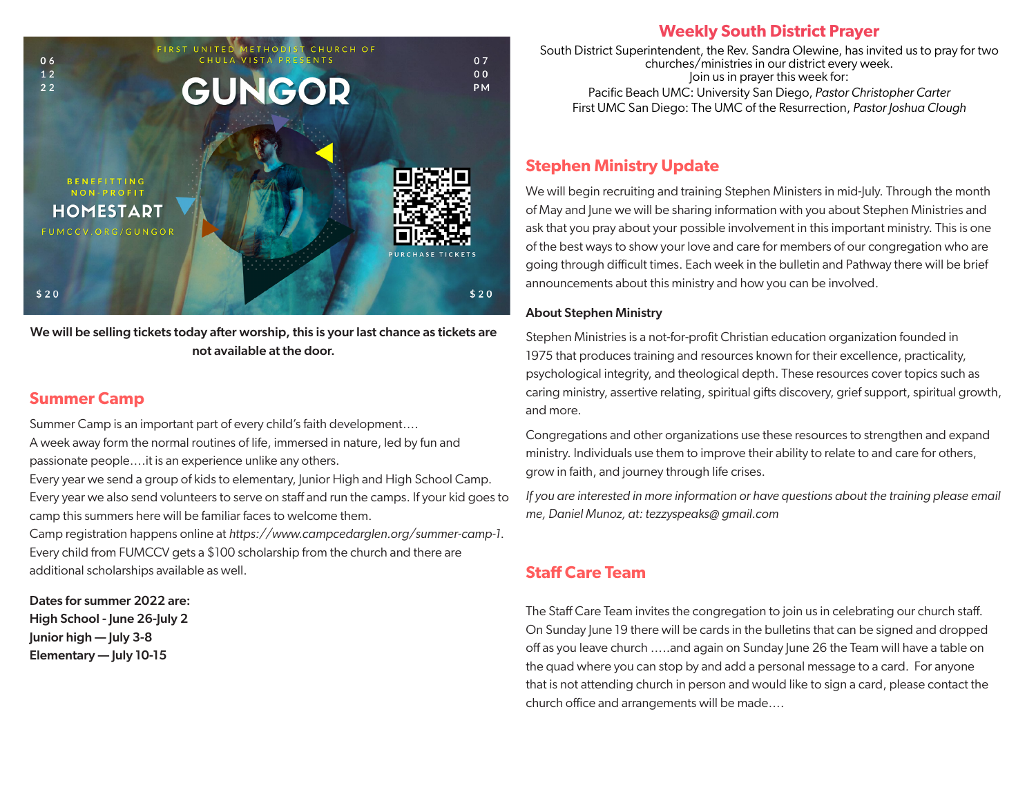FIRST UNITED METHODIST CHURCH OF CHULA VISTA PRESENTS

06
12
22

07
00
PM

# GUNGOR

BENEFITTING NON-PROFIT

HOMESTART

FUMCCV.ORG/GUNGOR

PURCHASE TICKETS

$20

$20

**We will be selling tickets today after worship, this is your last chance as tickets are not available at the door.**

## Summer Camp

Summer Camp is an important part of every child's faith development….
A week away form the normal routines of life, immersed in nature, led by fun and passionate people….it is an experience unlike any others.
Every year we send a group of kids to elementary, Junior High and High School Camp. Every year we also send volunteers to serve on staff and run the camps. If your kid goes to camp this summers here will be familiar faces to welcome them.
Camp registration happens online at *https://www.campcedarglen.org/summer-camp-1*. Every child from FUMCCV gets a $100 scholarship from the church and there are additional scholarships available as well.

**Dates for summer 2022 are:**
**High School - June 26-July 2**
**Junior high — July 3-8**
**Elementary — July 10-15**

## Weekly South District Prayer

South District Superintendent, the Rev. Sandra Olewine, has invited us to pray for two churches/ministries in our district every week.
Join us in prayer this week for:
Pacific Beach UMC: University San Diego, *Pastor Christopher Carter*
First UMC San Diego: The UMC of the Resurrection, *Pastor Joshua Clough*

## Stephen Ministry Update

We will begin recruiting and training Stephen Ministers in mid-July. Through the month of May and June we will be sharing information with you about Stephen Ministries and ask that you pray about your possible involvement in this important ministry. This is one of the best ways to show your love and care for members of our congregation who are going through difficult times. Each week in the bulletin and Pathway there will be brief announcements about this ministry and how you can be involved.

### About Stephen Ministry

Stephen Ministries is a not-for-profit Christian education organization founded in 1975 that produces training and resources known for their excellence, practicality, psychological integrity, and theological depth. These resources cover topics such as caring ministry, assertive relating, spiritual gifts discovery, grief support, spiritual growth, and more.

Congregations and other organizations use these resources to strengthen and expand ministry. Individuals use them to improve their ability to relate to and care for others, grow in faith, and journey through life crises.

*If you are interested in more information or have questions about the training please email me, Daniel Munoz, at: tezzyspeaks@ gmail.com*

## Staff Care Team

The Staff Care Team invites the congregation to join us in celebrating our church staff. On Sunday June 19 there will be cards in the bulletins that can be signed and dropped off as you leave church …..and again on Sunday June 26 the Team will have a table on the quad where you can stop by and add a personal message to a card. For anyone that is not attending church in person and would like to sign a card, please contact the church office and arrangements will be made….